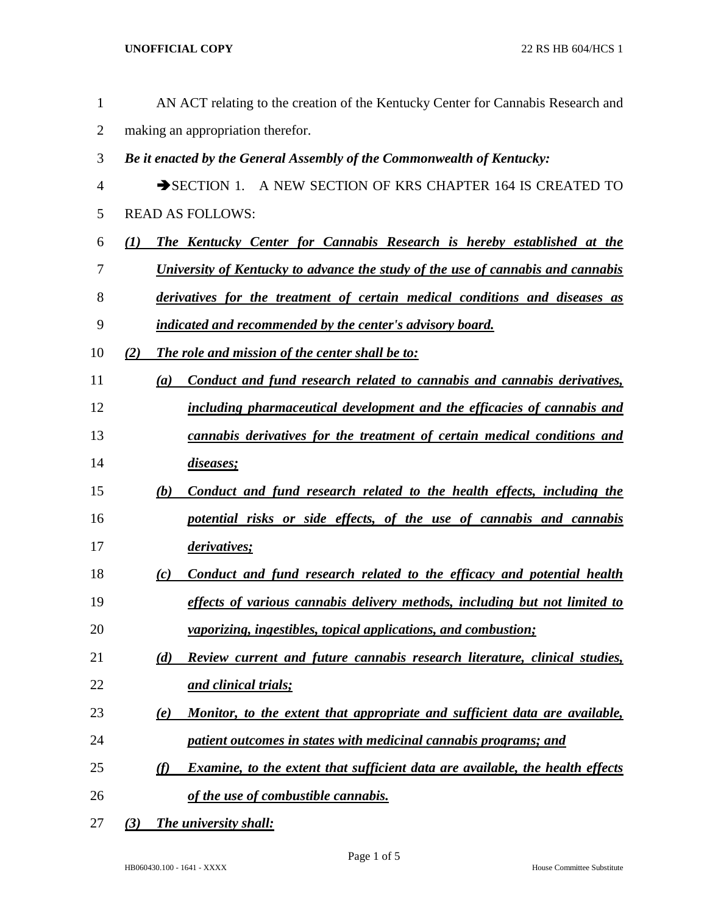AN ACT relating to the creation of the Kentucky Center for Cannabis Research and making an appropriation therefor.

***Be it enacted by the General Assembly of the Commonwealth of Kentucky:***

➔SECTION 1. A NEW SECTION OF KRS CHAPTER 164 IS CREATED TO READ AS FOLLOWS:

***(1) The Kentucky Center for Cannabis Research is hereby established at the University of Kentucky to advance the study of the use of cannabis and cannabis derivatives for the treatment of certain medical conditions and diseases as indicated and recommended by the center's advisory board.***

***(2) The role and mission of the center shall be to:***

***(a) Conduct and fund research related to cannabis and cannabis derivatives, including pharmaceutical development and the efficacies of cannabis and cannabis derivatives for the treatment of certain medical conditions and diseases;***

***(b) Conduct and fund research related to the health effects, including the potential risks or side effects, of the use of cannabis and cannabis derivatives;***

***(c) Conduct and fund research related to the efficacy and potential health effects of various cannabis delivery methods, including but not limited to vaporizing, ingestibles, topical applications, and combustion;***

***(d) Review current and future cannabis research literature, clinical studies, and clinical trials;***

***(e) Monitor, to the extent that appropriate and sufficient data are available, patient outcomes in states with medicinal cannabis programs; and***

***(f) Examine, to the extent that sufficient data are available, the health effects of the use of combustible cannabis.***

***(3) The university shall:***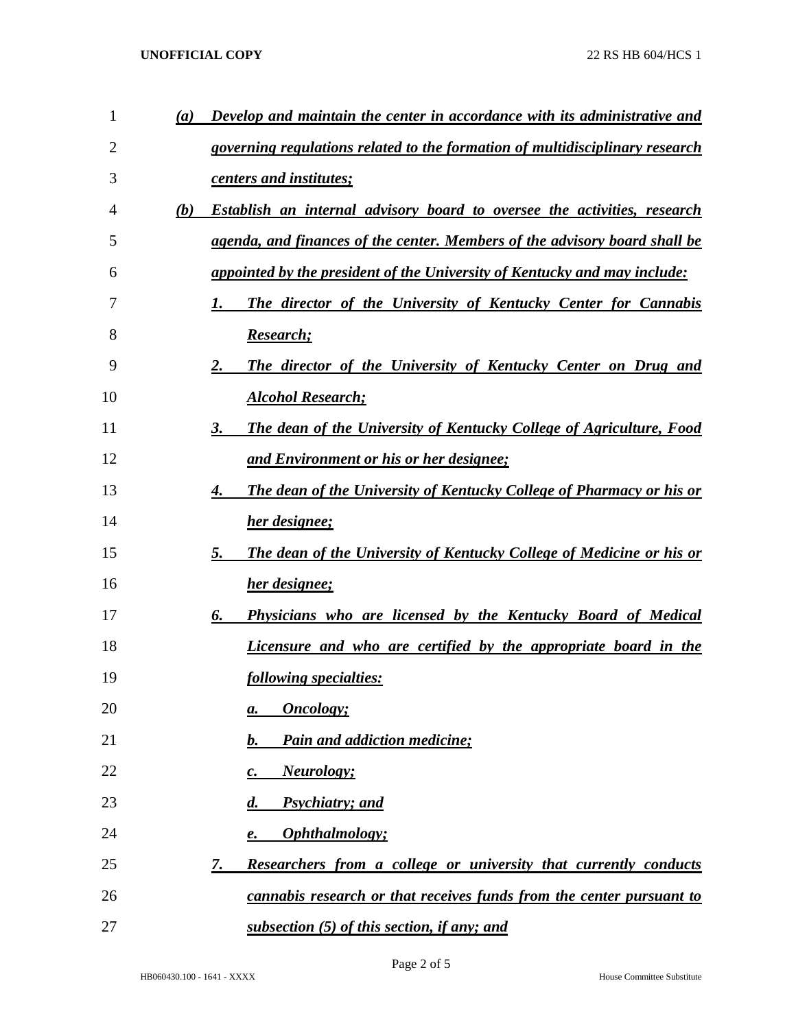*(a) Develop and maintain the center in accordance with its administrative and governing regulations related to the formation of multidisciplinary research centers and institutes;*

*(b) Establish an internal advisory board to oversee the activities, research agenda, and finances of the center. Members of the advisory board shall be appointed by the president of the University of Kentucky and may include:*

*1. The director of the University of Kentucky Center for Cannabis Research;*

*2. The director of the University of Kentucky Center on Drug and Alcohol Research;*

*3. The dean of the University of Kentucky College of Agriculture, Food and Environment or his or her designee;*

*4. The dean of the University of Kentucky College of Pharmacy or his or her designee;*

*5. The dean of the University of Kentucky College of Medicine or his or her designee;*

*6. Physicians who are licensed by the Kentucky Board of Medical Licensure and who are certified by the appropriate board in the following specialties:*

*a. Oncology;*

*b. Pain and addiction medicine;*

*c. Neurology;*

*d. Psychiatry; and*

*e. Ophthalmology;*

*7. Researchers from a college or university that currently conducts cannabis research or that receives funds from the center pursuant to subsection (5) of this section, if any; and*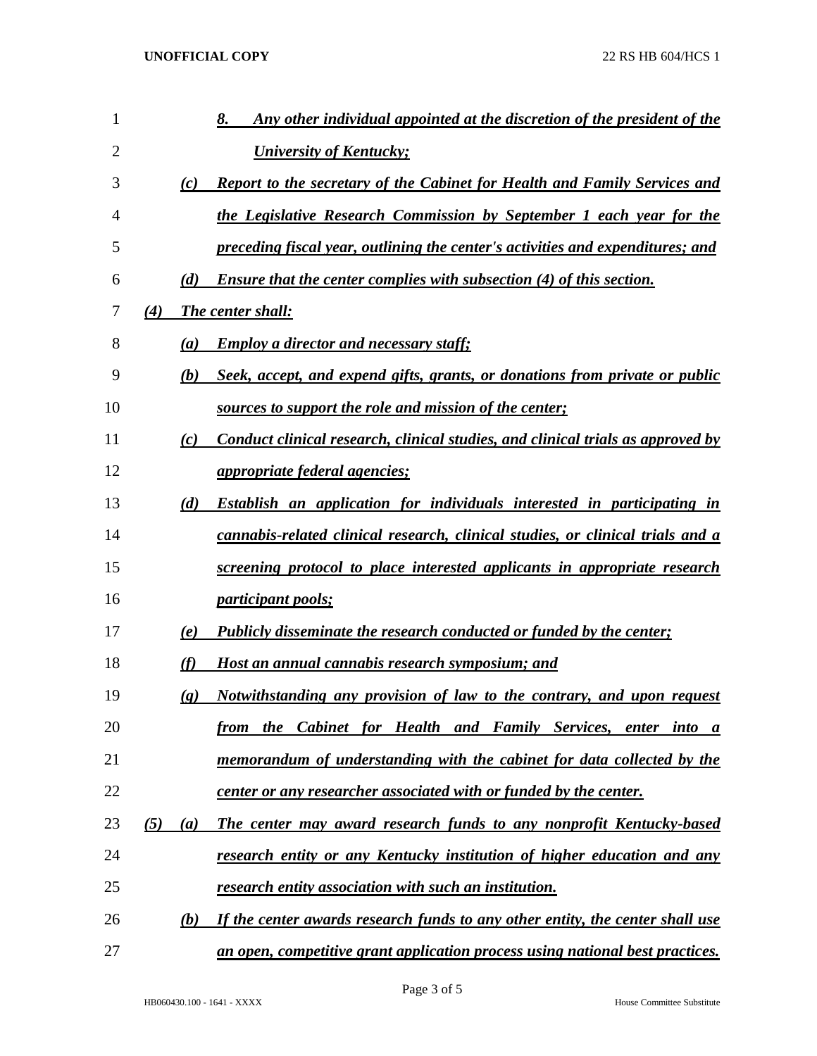8. *Any other individual appointed at the discretion of the president of the University of Kentucky;*

(c) *Report to the secretary of the Cabinet for Health and Family Services and the Legislative Research Commission by September 1 each year for the preceding fiscal year, outlining the center's activities and expenditures; and*

(d) *Ensure that the center complies with subsection (4) of this section.*

(4) *The center shall:*

(a) *Employ a director and necessary staff;*

(b) *Seek, accept, and expend gifts, grants, or donations from private or public sources to support the role and mission of the center;*

(c) *Conduct clinical research, clinical studies, and clinical trials as approved by appropriate federal agencies;*

(d) *Establish an application for individuals interested in participating in cannabis-related clinical research, clinical studies, or clinical trials and a screening protocol to place interested applicants in appropriate research participant pools;*

(e) *Publicly disseminate the research conducted or funded by the center;*

(f) *Host an annual cannabis research symposium; and*

(g) *Notwithstanding any provision of law to the contrary, and upon request from the Cabinet for Health and Family Services, enter into a memorandum of understanding with the cabinet for data collected by the center or any researcher associated with or funded by the center.*

(5) (a) *The center may award research funds to any nonprofit Kentucky-based research entity or any Kentucky institution of higher education and any research entity association with such an institution.*

(b) *If the center awards research funds to any other entity, the center shall use an open, competitive grant application process using national best practices.*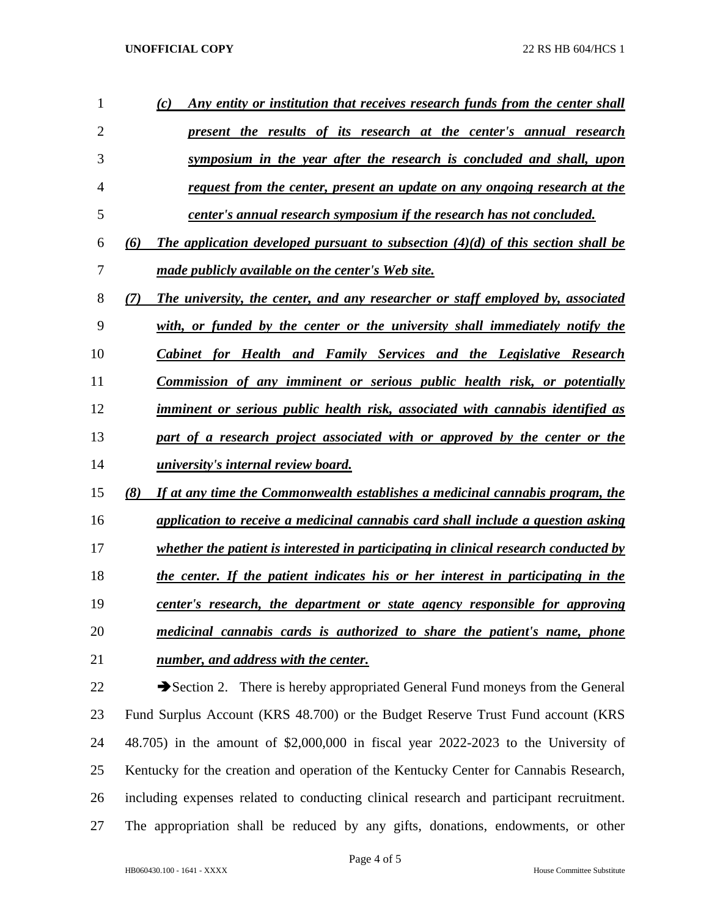*(c) Any entity or institution that receives research funds from the center shall present the results of its research at the center's annual research symposium in the year after the research is concluded and shall, upon request from the center, present an update on any ongoing research at the center's annual research symposium if the research has not concluded.*

*(6) The application developed pursuant to subsection (4)(d) of this section shall be made publicly available on the center's Web site.*

*(7) The university, the center, and any researcher or staff employed by, associated with, or funded by the center or the university shall immediately notify the Cabinet for Health and Family Services and the Legislative Research Commission of any imminent or serious public health risk, or potentially imminent or serious public health risk, associated with cannabis identified as part of a research project associated with or approved by the center or the university's internal review board.*

*(8) If at any time the Commonwealth establishes a medicinal cannabis program, the application to receive a medicinal cannabis card shall include a question asking whether the patient is interested in participating in clinical research conducted by the center. If the patient indicates his or her interest in participating in the center's research, the department or state agency responsible for approving medicinal cannabis cards is authorized to share the patient's name, phone number, and address with the center.*

➔Section 2. There is hereby appropriated General Fund moneys from the General Fund Surplus Account (KRS 48.700) or the Budget Reserve Trust Fund account (KRS 48.705) in the amount of $2,000,000 in fiscal year 2022-2023 to the University of Kentucky for the creation and operation of the Kentucky Center for Cannabis Research, including expenses related to conducting clinical research and participant recruitment. The appropriation shall be reduced by any gifts, donations, endowments, or other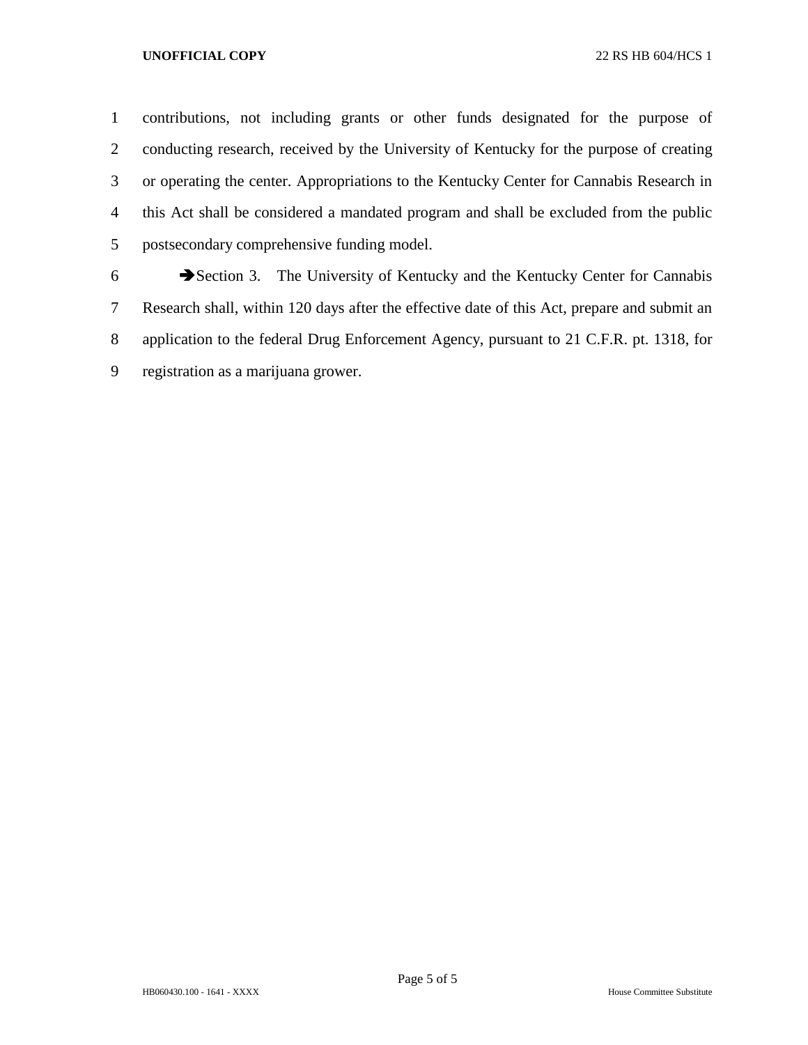contributions, not including grants or other funds designated for the purpose of conducting research, received by the University of Kentucky for the purpose of creating or operating the center. Appropriations to the Kentucky Center for Cannabis Research in this Act shall be considered a mandated program and shall be excluded from the public postsecondary comprehensive funding model.

➔Section 3. The University of Kentucky and the Kentucky Center for Cannabis Research shall, within 120 days after the effective date of this Act, prepare and submit an application to the federal Drug Enforcement Agency, pursuant to 21 C.F.R. pt. 1318, for registration as a marijuana grower.